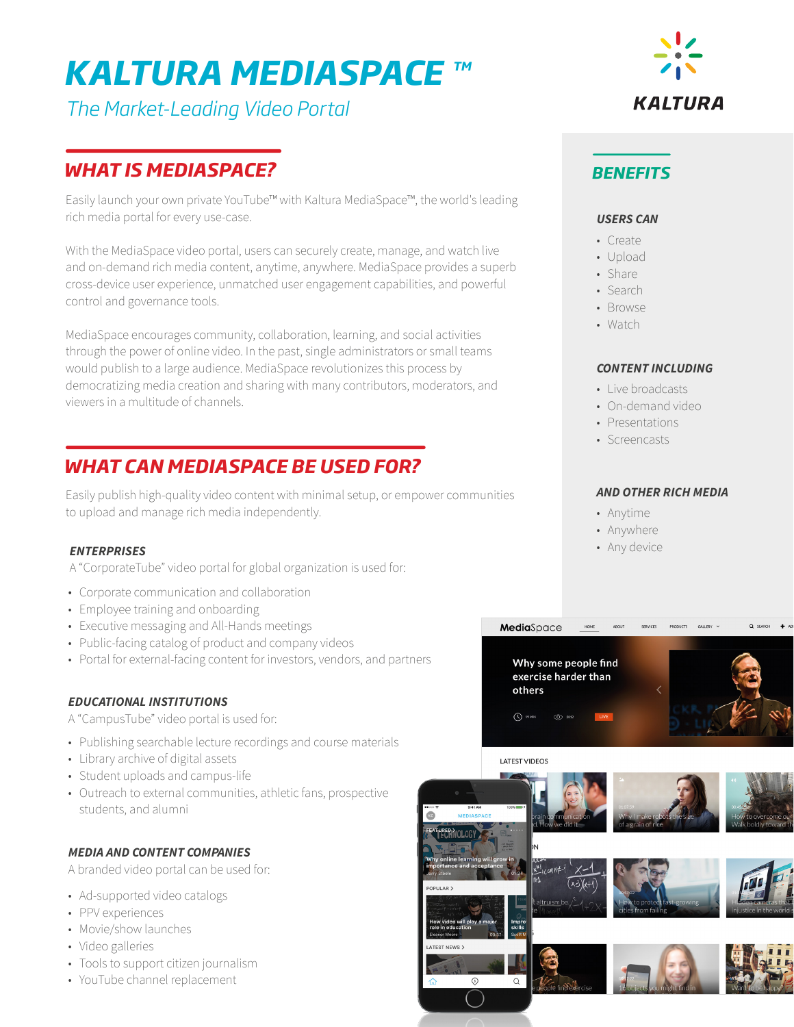# KALTURA MEDIASPACE ™

*The Market-Leading Video Portal*

## WHAT IS MEDIASPACE?

Easily launch your own private YouTube™ with Kaltura MediaSpace™, the world's leading rich media portal for every use-case.

With the MediaSpace video portal, users can securely create, manage, and watch live and on-demand rich media content, anytime, anywhere. MediaSpace provides a superb cross-device user experience, unmatched user engagement capabilities, and powerful control and governance tools.

MediaSpace encourages community, collaboration, learning, and social activities through the power of online video. In the past, single administrators or small teams would publish to a large audience. MediaSpace revolutionizes this process by democratizing media creation and sharing with many contributors, moderators, and viewers in a multitude of channels.

## WHAT CAN MEDIASPACE BE USED FOR?

Easily publish high-quality video content with minimal setup, or empower communities to upload and manage rich media independently.

### ENTERPRISES

A "CorporateTube" video portal for global organization is used for:

- Corporate communication and collaboration
- Employee training and onboarding
- Executive messaging and All-Hands meetings
- Public-facing catalog of product and company videos
- Portal for external-facing content for investors, vendors, and partners

### EDUCATIONAL INSTITUTIONS

A "CampusTube" video portal is used for:

- Publishing searchable lecture recordings and course materials
- Library archive of digital assets
- Student uploads and campus-life
- Outreach to external communities, athletic fans, prospective students, and alumni

### MEDIA AND CONTENT COMPANIES

A branded video portal can be used for:

- Ad-supported video catalogs
- PPV experiences
- Movie/show launches
- Video galleries
- Tools to support citizen journalism
- YouTube channel replacement

## BENEFITS

### USERS CAN

- Create
- Upload
- Share
- Search
- Browse
- Watch

### CONTENT INCLUDING

- Live broadcasts
- On-demand video
- Presentations
- Screencasts

### AND OTHER RICH MEDIA

- Anytime
- Anywhere
- Any device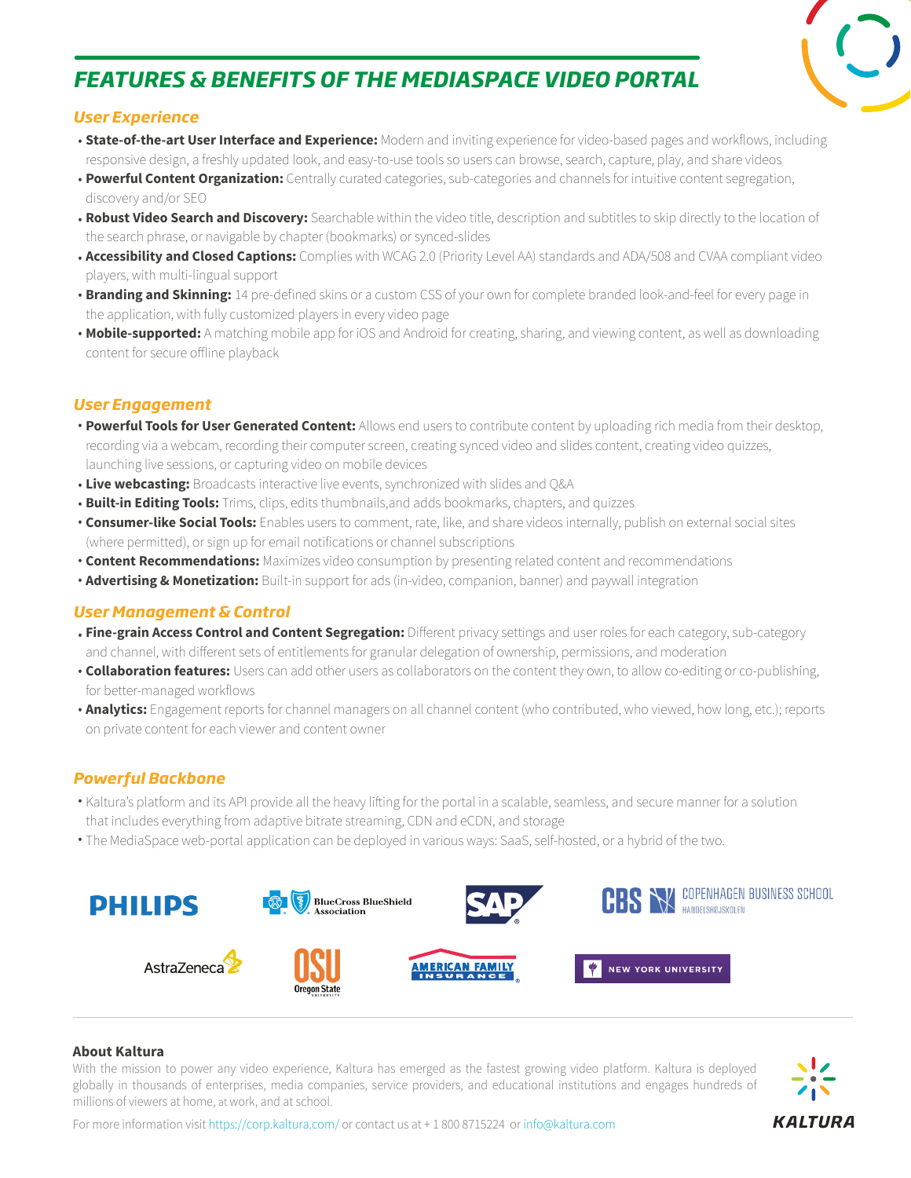# FEATURES & BENEFITS OF THE MEDIASPACE VIDEO PORTAL

## User Experience

- **State-of-the-art User Interface and Experience:** Modern and inviting experience for video-based pages and workflows, including responsive design, a freshly updated look, and easy-to-use tools so users can browse, search, capture, play, and share videos
- **Powerful Content Organization:** Centrally curated categories, sub-categories and channels for intuitive content segregation, discovery and/or SEO
- **Robust Video Search and Discovery:** Searchable within the video title, description and subtitles to skip directly to the location of the search phrase, or navigable by chapter (bookmarks) or synced-slides
- **Accessibility and Closed Captions:** Complies with WCAG 2.0 (Priority Level AA) standards and ADA/508 and CVAA compliant video players, with multi-lingual support
- **Branding and Skinning:** 14 pre-defined skins or a custom CSS of your own for complete branded look-and-feel for every page in the application, with fully customized players in every video page
- **Mobile-supported:** A matching mobile app for iOS and Android for creating, sharing, and viewing content, as well as downloading content for secure offline playback

## User Engagement

- **Powerful Tools for User Generated Content:** Allows end users to contribute content by uploading rich media from their desktop, recording via a webcam, recording their computer screen, creating synced video and slides content, creating video quizzes, launching live sessions, or capturing video on mobile devices
- **Live webcasting:** Broadcasts interactive live events, synchronized with slides and Q&A
- **Built-in Editing Tools:** Trims, clips, edits thumbnails,and adds bookmarks, chapters, and quizzes
- **Consumer-like Social Tools:** Enables users to comment, rate, like, and share videos internally, publish on external social sites (where permitted), or sign up for email notifications or channel subscriptions
- **Content Recommendations:** Maximizes video consumption by presenting related content and recommendations
- **Advertising & Monetization:** Built-in support for ads (in-video, companion, banner) and paywall integration

## User Management & Control

- **Fine-grain Access Control and Content Segregation:** Different privacy settings and user roles for each category, sub-category and channel, with different sets of entitlements for granular delegation of ownership, permissions, and moderation
- **Collaboration features:** Users can add other users as collaborators on the content they own, to allow co-editing or co-publishing, for better-managed workflows
- **Analytics:** Engagement reports for channel managers on all channel content (who contributed, who viewed, how long, etc.); reports on private content for each viewer and content owner

## Powerful Backbone

- Kaltura's platform and its API provide all the heavy lifting for the portal in a scalable, seamless, and secure manner for a solution that includes everything from adaptive bitrate streaming, CDN and eCDN, and storage
- The MediaSpace web-portal application can be deployed in various ways: SaaS, self-hosted, or a hybrid of the two.

PHILIPS | BlueCross BlueShield Association | SAP | CBS COPENHAGEN BUSINESS SCHOOL HANDELSHØJSKOLEN | AstraZeneca | OSU Oregon State University | AMERICAN FAMILY INSURANCE | NEW YORK UNIVERSITY

**About Kaltura**

With the mission to power any video experience, Kaltura has emerged as the fastest growing video platform. Kaltura is deployed globally in thousands of enterprises, media companies, service providers, and educational institutions and engages hundreds of millions of viewers at home, at work, and at school.

For more information visit https://corp.kaltura.com/ or contact us at + 1 800 8715224 or info@kaltura.com

KALTURA